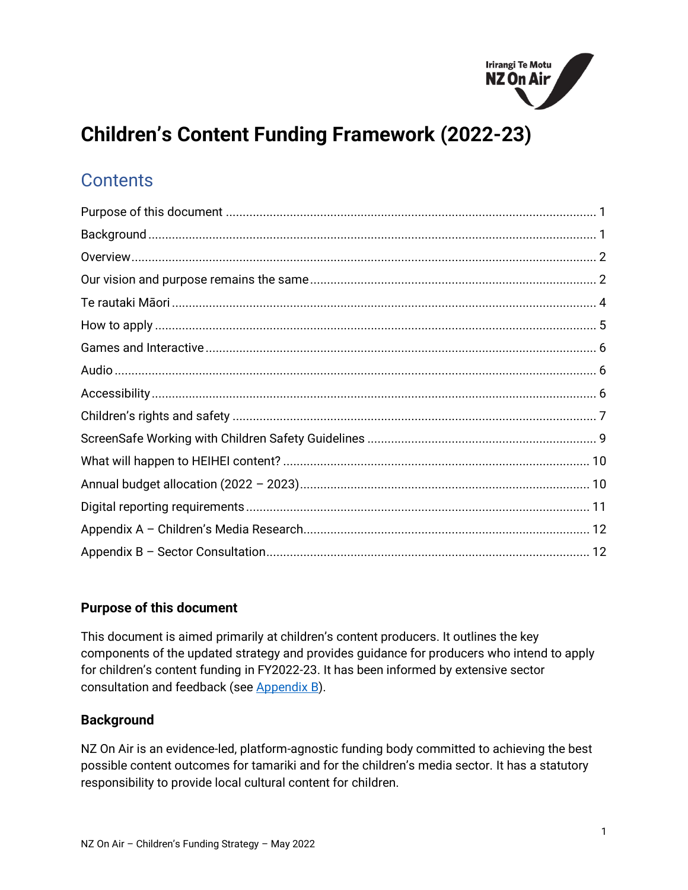# Children's Content Funding Framework (2022-23)

## Contents

Purpose of this document ............ 1
Background ............ 1
Overview ............ 2
Our vision and purpose remains the same ............ 2
Te rautaki Māori ............ 4
How to apply ............ 5
Games and Interactive ............ 6
Audio ............ 6
Accessibility ............ 6
Children's rights and safety ............ 7
ScreenSafe Working with Children Safety Guidelines ............ 9
What will happen to HEIHEI content? ............ 10
Annual budget allocation (2022 – 2023) ............ 10
Digital reporting requirements ............ 11
Appendix A – Children's Media Research ............ 12
Appendix B – Sector Consultation ............ 12

### Purpose of this document

This document is aimed primarily at children's content producers. It outlines the key components of the updated strategy and provides guidance for producers who intend to apply for children's content funding in FY2022-23. It has been informed by extensive sector consultation and feedback (see Appendix B).

### Background

NZ On Air is an evidence-led, platform-agnostic funding body committed to achieving the best possible content outcomes for tamariki and for the children's media sector. It has a statutory responsibility to provide local cultural content for children.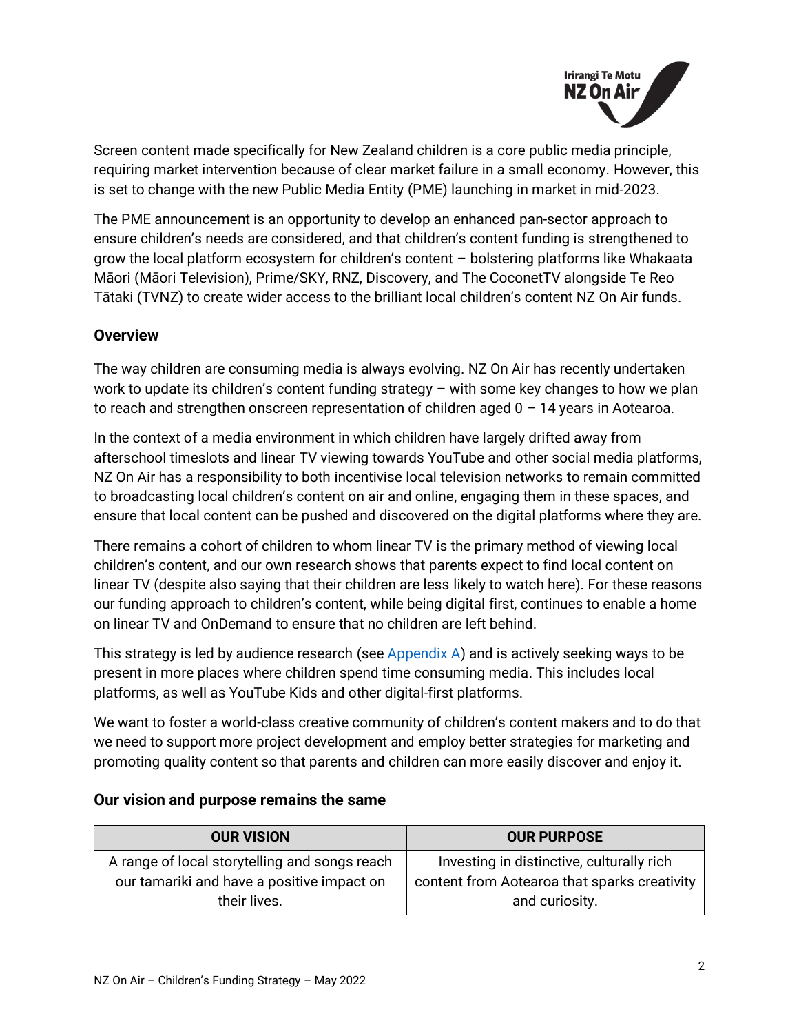Screen content made specifically for New Zealand children is a core public media principle, requiring market intervention because of clear market failure in a small economy. However, this is set to change with the new Public Media Entity (PME) launching in market in mid-2023.

The PME announcement is an opportunity to develop an enhanced pan-sector approach to ensure children's needs are considered, and that children's content funding is strengthened to grow the local platform ecosystem for children's content – bolstering platforms like Whakaata Māori (Māori Television), Prime/SKY, RNZ, Discovery, and The CoconetTV alongside Te Reo Tātaki (TVNZ) to create wider access to the brilliant local children's content NZ On Air funds.

## Overview

The way children are consuming media is always evolving. NZ On Air has recently undertaken work to update its children's content funding strategy – with some key changes to how we plan to reach and strengthen onscreen representation of children aged 0 – 14 years in Aotearoa.

In the context of a media environment in which children have largely drifted away from afterschool timeslots and linear TV viewing towards YouTube and other social media platforms, NZ On Air has a responsibility to both incentivise local television networks to remain committed to broadcasting local children's content on air and online, engaging them in these spaces, and ensure that local content can be pushed and discovered on the digital platforms where they are.

There remains a cohort of children to whom linear TV is the primary method of viewing local children's content, and our own research shows that parents expect to find local content on linear TV (despite also saying that their children are less likely to watch here). For these reasons our funding approach to children's content, while being digital first, continues to enable a home on linear TV and OnDemand to ensure that no children are left behind.

This strategy is led by audience research (see Appendix A) and is actively seeking ways to be present in more places where children spend time consuming media. This includes local platforms, as well as YouTube Kids and other digital-first platforms.

We want to foster a world-class creative community of children's content makers and to do that we need to support more project development and employ better strategies for marketing and promoting quality content so that parents and children can more easily discover and enjoy it.

## Our vision and purpose remains the same

| OUR VISION | OUR PURPOSE |
| --- | --- |
| A range of local storytelling and songs reach our tamariki and have a positive impact on their lives. | Investing in distinctive, culturally rich content from Aotearoa that sparks creativity and curiosity. |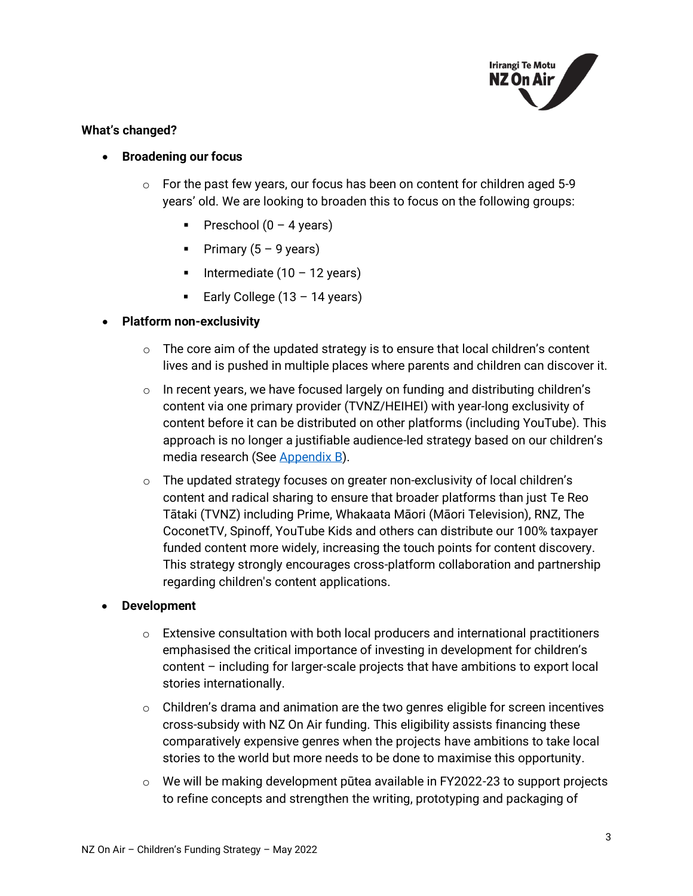**What's changed?**

- **Broadening our focus**
    - For the past few years, our focus has been on content for children aged 5-9 years' old. We are looking to broaden this to focus on the following groups:
        - Preschool (0 – 4 years)
        - Primary (5 – 9 years)
        - Intermediate (10 – 12 years)
        - Early College (13 – 14 years)
- **Platform non-exclusivity**
    - The core aim of the updated strategy is to ensure that local children's content lives and is pushed in multiple places where parents and children can discover it.
    - In recent years, we have focused largely on funding and distributing children's content via one primary provider (TVNZ/HEIHEI) with year-long exclusivity of content before it can be distributed on other platforms (including YouTube). This approach is no longer a justifiable audience-led strategy based on our children's media research (See Appendix B).
    - The updated strategy focuses on greater non-exclusivity of local children's content and radical sharing to ensure that broader platforms than just Te Reo Tātaki (TVNZ) including Prime, Whakaata Māori (Māori Television), RNZ, The CoconetTV, Spinoff, YouTube Kids and others can distribute our 100% taxpayer funded content more widely, increasing the touch points for content discovery. This strategy strongly encourages cross-platform collaboration and partnership regarding children's content applications.
- **Development**
    - Extensive consultation with both local producers and international practitioners emphasised the critical importance of investing in development for children's content – including for larger-scale projects that have ambitions to export local stories internationally.
    - Children's drama and animation are the two genres eligible for screen incentives cross-subsidy with NZ On Air funding. This eligibility assists financing these comparatively expensive genres when the projects have ambitions to take local stories to the world but more needs to be done to maximise this opportunity.
    - We will be making development pūtea available in FY2022-23 to support projects to refine concepts and strengthen the writing, prototyping and packaging of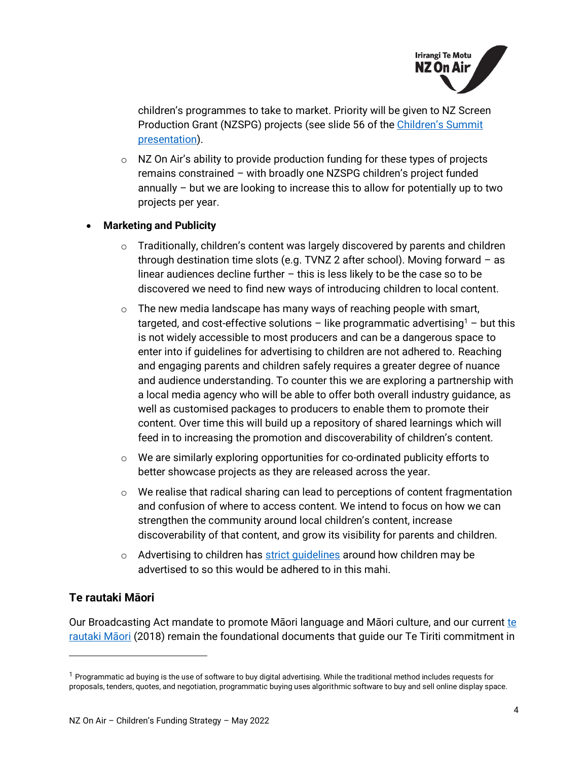children's programmes to take to market. Priority will be given to NZ Screen Production Grant (NZSPG) projects (see slide 56 of the [Children's Summit presentation](Children's Summit presentation)).

  - NZ On Air's ability to provide production funding for these types of projects remains constrained – with broadly one NZSPG children's project funded annually – but we are looking to increase this to allow for potentially up to two projects per year.

- **Marketing and Publicity**
  - Traditionally, children's content was largely discovered by parents and children through destination time slots (e.g. TVNZ 2 after school). Moving forward – as linear audiences decline further – this is less likely to be the case so to be discovered we need to find new ways of introducing children to local content.
  - The new media landscape has many ways of reaching people with smart, targeted, and cost-effective solutions – like programmatic advertising[1] – but this is not widely accessible to most producers and can be a dangerous space to enter into if guidelines for advertising to children are not adhered to. Reaching and engaging parents and children safely requires a greater degree of nuance and audience understanding. To counter this we are exploring a partnership with a local media agency who will be able to offer both overall industry guidance, as well as customised packages to producers to enable them to promote their content. Over time this will build up a repository of shared learnings which will feed in to increasing the promotion and discoverability of children's content.
  - We are similarly exploring opportunities for co-ordinated publicity efforts to better showcase projects as they are released across the year.
  - We realise that radical sharing can lead to perceptions of content fragmentation and confusion of where to access content. We intend to focus on how we can strengthen the community around local children's content, increase discoverability of that content, and grow its visibility for parents and children.
  - Advertising to children has strict guidelines around how children may be advertised to so this would be adhered to in this mahi.

## Te rautaki Māori

Our Broadcasting Act mandate to promote Māori language and Māori culture, and our current te rautaki Māori (2018) remain the foundational documents that guide our Te Tiriti commitment in

---

[1] Programmatic ad buying is the use of software to buy digital advertising. While the traditional method includes requests for proposals, tenders, quotes, and negotiation, programmatic buying uses algorithmic software to buy and sell online display space.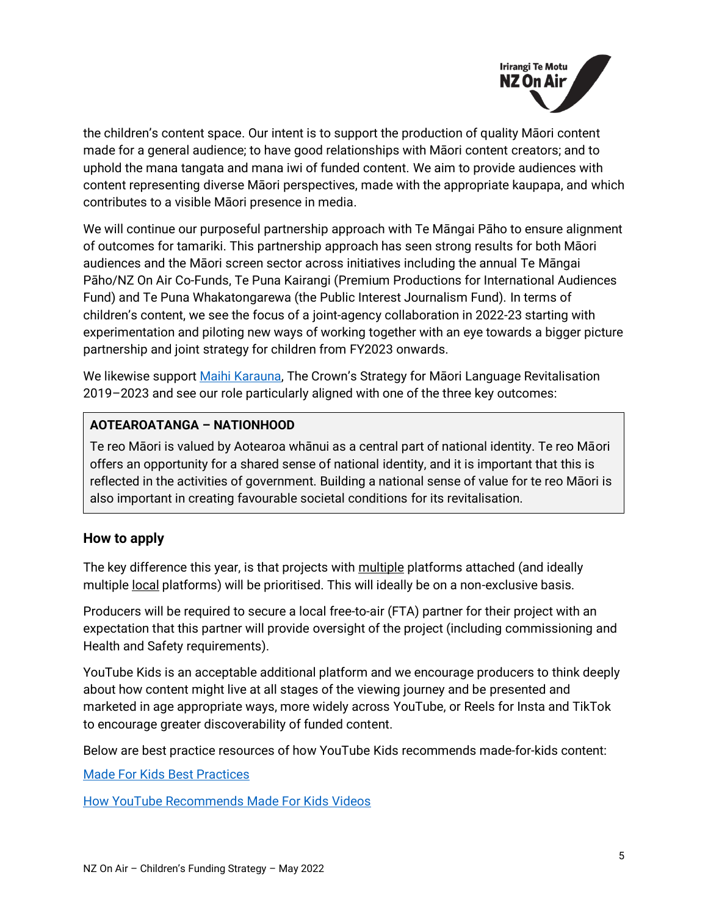the children's content space. Our intent is to support the production of quality Māori content made for a general audience; to have good relationships with Māori content creators; and to uphold the mana tangata and mana iwi of funded content. We aim to provide audiences with content representing diverse Māori perspectives, made with the appropriate kaupapa, and which contributes to a visible Māori presence in media.

We will continue our purposeful partnership approach with Te Māngai Pāho to ensure alignment of outcomes for tamariki. This partnership approach has seen strong results for both Māori audiences and the Māori screen sector across initiatives including the annual Te Māngai Pāho/NZ On Air Co-Funds, Te Puna Kairangi (Premium Productions for International Audiences Fund) and Te Puna Whakatongarewa (the Public Interest Journalism Fund). In terms of children's content, we see the focus of a joint-agency collaboration in 2022-23 starting with experimentation and piloting new ways of working together with an eye towards a bigger picture partnership and joint strategy for children from FY2023 onwards.

We likewise support Maihi Karauna, The Crown's Strategy for Māori Language Revitalisation 2019–2023 and see our role particularly aligned with one of the three key outcomes:

> **AOTEAROATANGA – NATIONHOOD**
>
> Te reo Māori is valued by Aotearoa whānui as a central part of national identity. Te reo Māori offers an opportunity for a shared sense of national identity, and it is important that this is reflected in the activities of government. Building a national sense of value for te reo Māori is also important in creating favourable societal conditions for its revitalisation.

## How to apply

The key difference this year, is that projects with multiple platforms attached (and ideally multiple local platforms) will be prioritised. This will ideally be on a non-exclusive basis.

Producers will be required to secure a local free-to-air (FTA) partner for their project with an expectation that this partner will provide oversight of the project (including commissioning and Health and Safety requirements).

YouTube Kids is an acceptable additional platform and we encourage producers to think deeply about how content might live at all stages of the viewing journey and be presented and marketed in age appropriate ways, more widely across YouTube, or Reels for Insta and TikTok to encourage greater discoverability of funded content.

Below are best practice resources of how YouTube Kids recommends made-for-kids content:

Made For Kids Best Practices

How YouTube Recommends Made For Kids Videos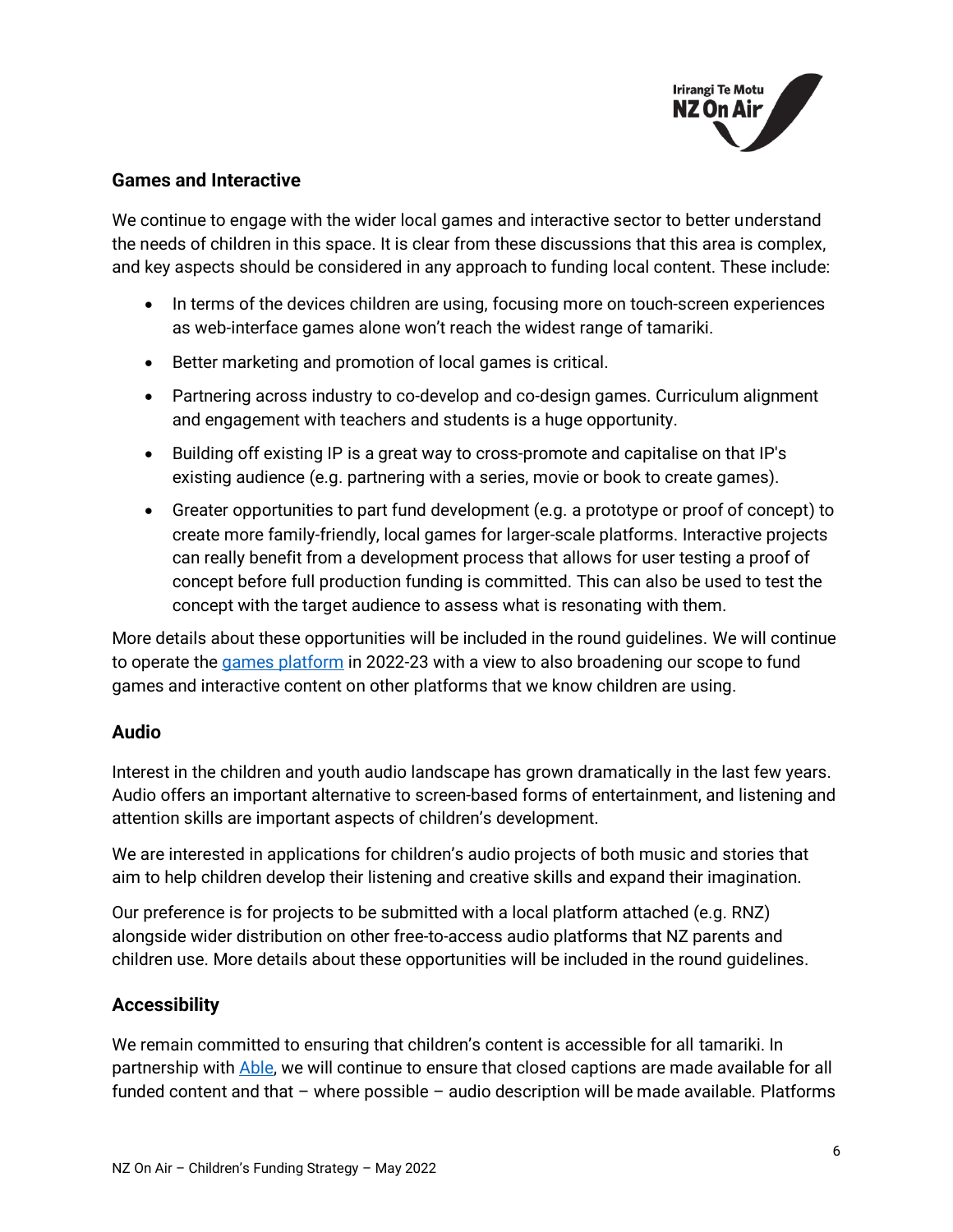## Games and Interactive

We continue to engage with the wider local games and interactive sector to better understand the needs of children in this space. It is clear from these discussions that this area is complex, and key aspects should be considered in any approach to funding local content. These include:

- In terms of the devices children are using, focusing more on touch-screen experiences as web-interface games alone won't reach the widest range of tamariki.
- Better marketing and promotion of local games is critical.
- Partnering across industry to co-develop and co-design games. Curriculum alignment and engagement with teachers and students is a huge opportunity.
- Building off existing IP is a great way to cross-promote and capitalise on that IP's existing audience (e.g. partnering with a series, movie or book to create games).
- Greater opportunities to part fund development (e.g. a prototype or proof of concept) to create more family-friendly, local games for larger-scale platforms. Interactive projects can really benefit from a development process that allows for user testing a proof of concept before full production funding is committed. This can also be used to test the concept with the target audience to assess what is resonating with them.

More details about these opportunities will be included in the round guidelines. We will continue to operate the games platform in 2022-23 with a view to also broadening our scope to fund games and interactive content on other platforms that we know children are using.

## Audio

Interest in the children and youth audio landscape has grown dramatically in the last few years. Audio offers an important alternative to screen-based forms of entertainment, and listening and attention skills are important aspects of children's development.

We are interested in applications for children's audio projects of both music and stories that aim to help children develop their listening and creative skills and expand their imagination.

Our preference is for projects to be submitted with a local platform attached (e.g. RNZ) alongside wider distribution on other free-to-access audio platforms that NZ parents and children use. More details about these opportunities will be included in the round guidelines.

## Accessibility

We remain committed to ensuring that children's content is accessible for all tamariki. In partnership with Able, we will continue to ensure that closed captions are made available for all funded content and that – where possible – audio description will be made available. Platforms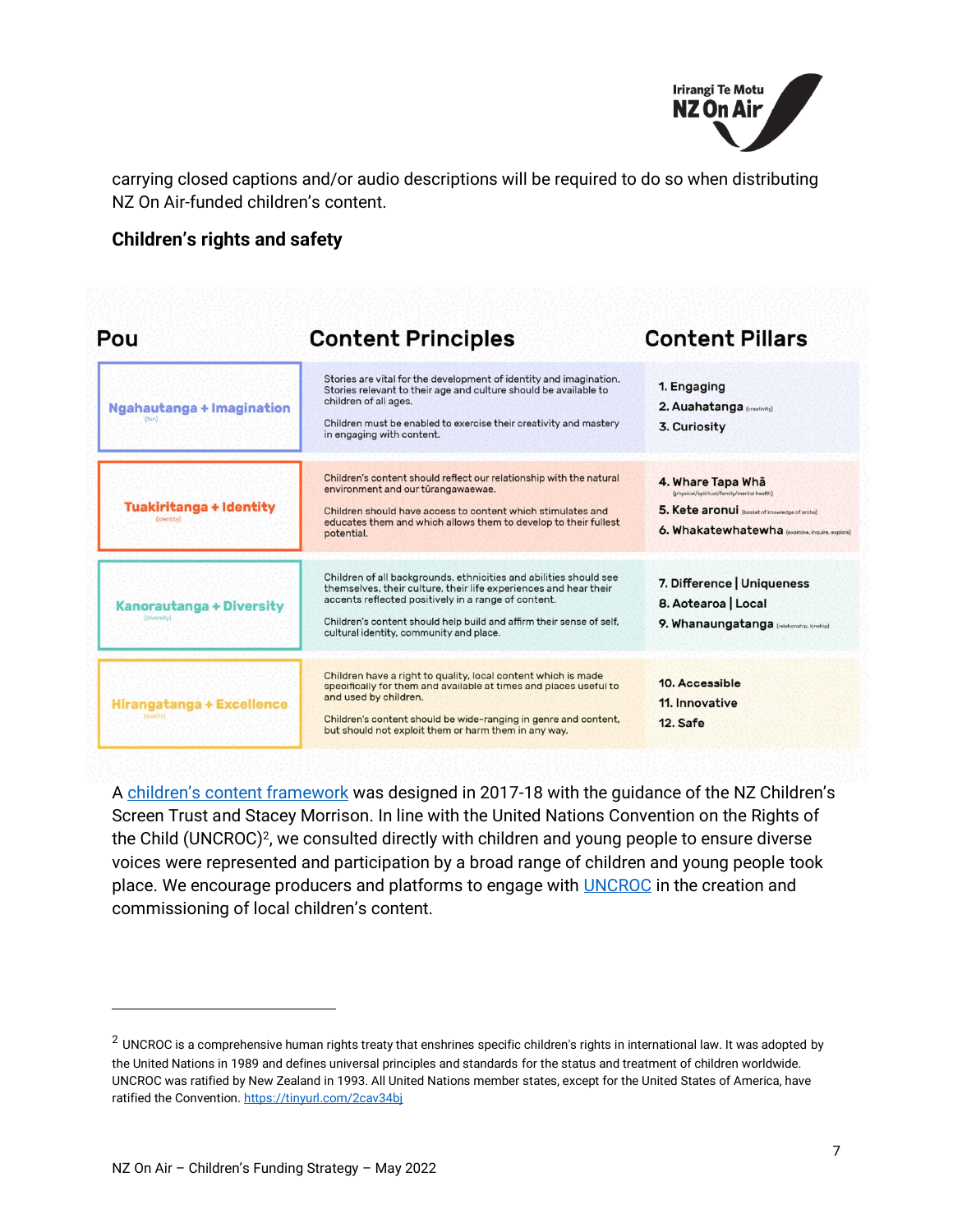carrying closed captions and/or audio descriptions will be required to do so when distributing NZ On Air-funded children's content.

**Children's rights and safety**

| Pou | Content Principles | Content Pillars |
|---|---|---|
| Ngahautanga + Imagination (fun) | Stories are vital for the development of identity and imagination. Stories relevant to their age and culture should be available to children of all ages. Children must be enabled to exercise their creativity and mastery in engaging with content. | 1. Engaging<br>2. Auahatanga (creativity)<br>3. Curiosity |
| Tuakiritanga + Identity (identity) | Children's content should reflect our relationship with the natural environment and our tūrangawaewae. Children should have access to content which stimulates and educates them and which allows them to develop to their fullest potential. | 4. Whare Tapa Whā (physical/spiritual/family/mental health)<br>5. Kete aronui (basket of knowledge of aroha)<br>6. Whakatewhatewha (examine, inquire, explore) |
| Kanorautanga + Diversity (diversity) | Children of all backgrounds, ethnicities and abilities should see themselves, their culture, their life experiences and hear their accents reflected positively in a range of content. Children's content should help build and affirm their sense of self, cultural identity, community and place. | 7. Difference \| Uniqueness<br>8. Aotearoa \| Local<br>9. Whanaungatanga (relationship, kinship) |
| Hirangatanga + Excellence (quality) | Children have a right to quality, local content which is made specifically for them and available at times and places useful to and used by children. Children's content should be wide-ranging in genre and content, but should not exploit them or harm them in any way. | 10. Accessible<br>11. Innovative<br>12. Safe |

A children's content framework was designed in 2017-18 with the guidance of the NZ Children's Screen Trust and Stacey Morrison. In line with the United Nations Convention on the Rights of the Child (UNCROC)[2], we consulted directly with children and young people to ensure diverse voices were represented and participation by a broad range of children and young people took place. We encourage producers and platforms to engage with UNCROC in the creation and commissioning of local children's content.

[2] UNCROC is a comprehensive human rights treaty that enshrines specific children's rights in international law. It was adopted by the United Nations in 1989 and defines universal principles and standards for the status and treatment of children worldwide. UNCROC was ratified by New Zealand in 1993. All United Nations member states, except for the United States of America, have ratified the Convention. https://tinyurl.com/2cav34bj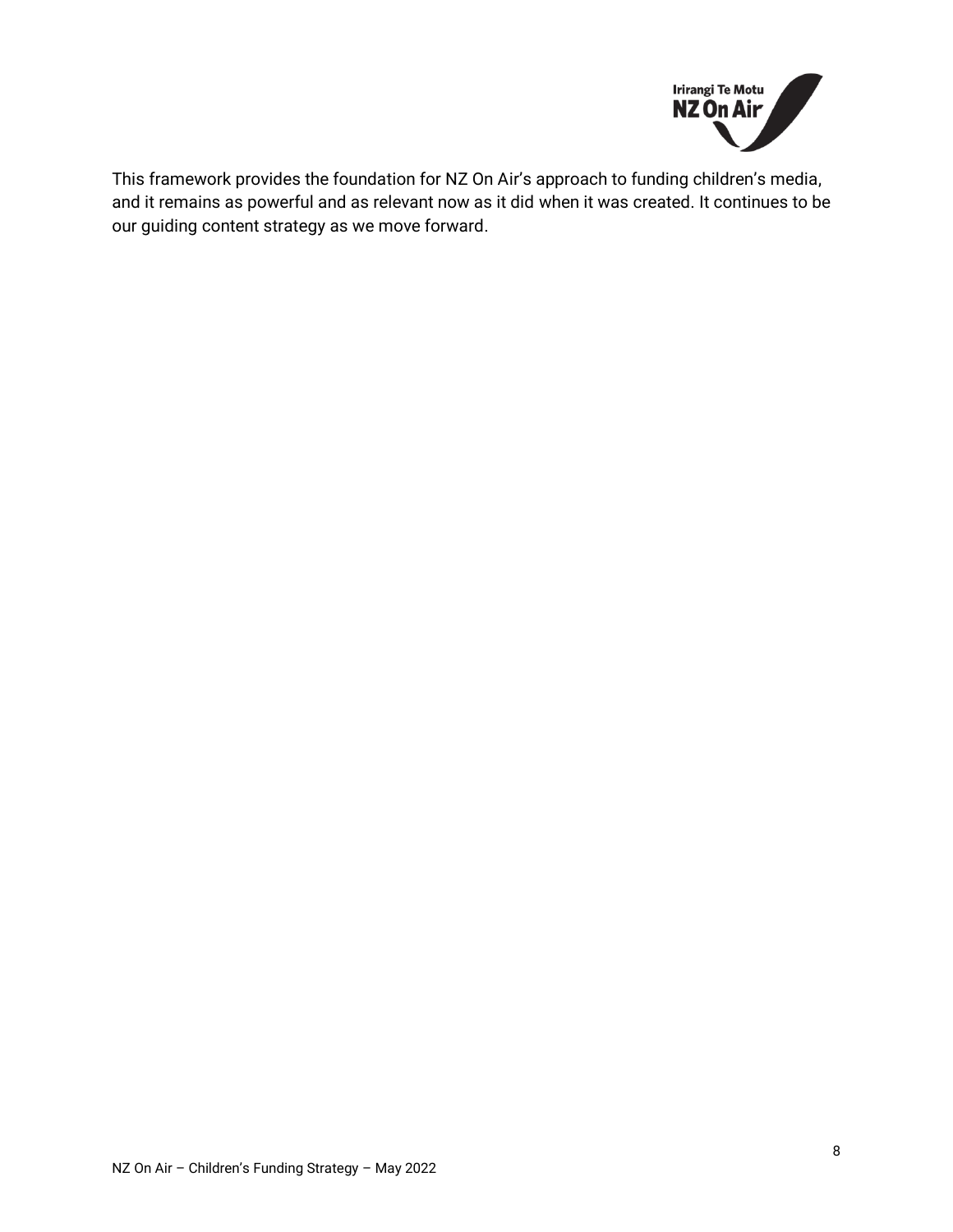This framework provides the foundation for NZ On Air's approach to funding children's media, and it remains as powerful and as relevant now as it did when it was created. It continues to be our guiding content strategy as we move forward.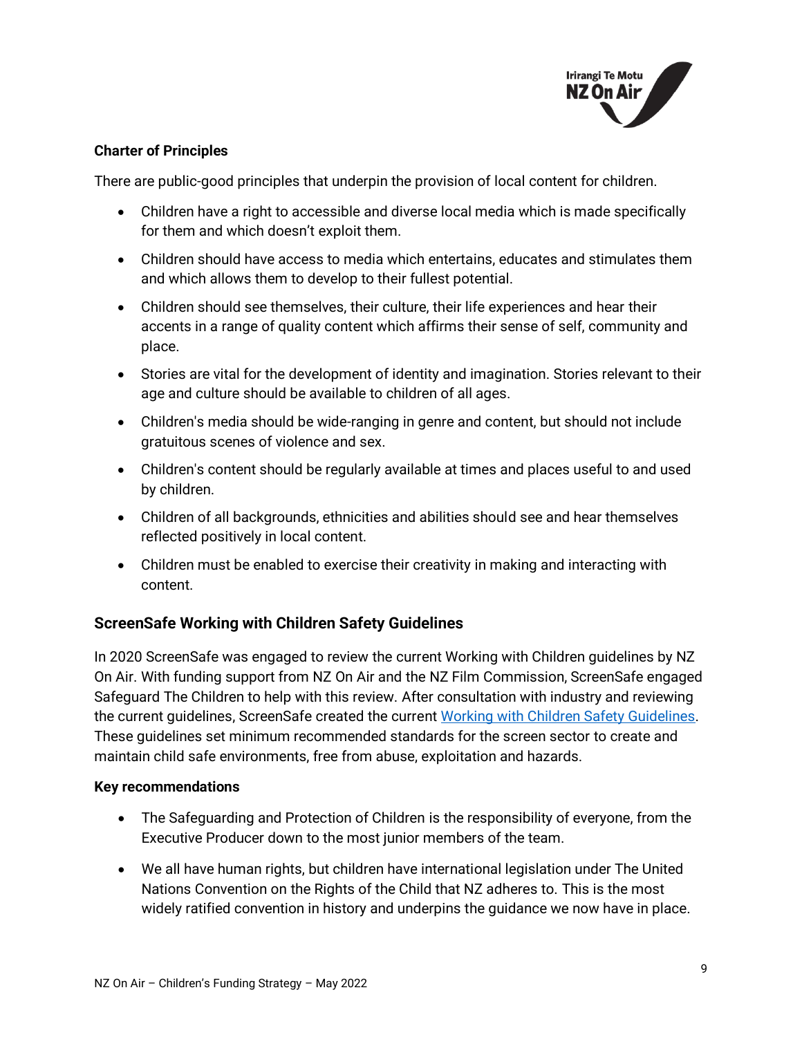**Charter of Principles**

There are public-good principles that underpin the provision of local content for children.

- Children have a right to accessible and diverse local media which is made specifically for them and which doesn't exploit them.
- Children should have access to media which entertains, educates and stimulates them and which allows them to develop to their fullest potential.
- Children should see themselves, their culture, their life experiences and hear their accents in a range of quality content which affirms their sense of self, community and place.
- Stories are vital for the development of identity and imagination. Stories relevant to their age and culture should be available to children of all ages.
- Children's media should be wide-ranging in genre and content, but should not include gratuitous scenes of violence and sex.
- Children's content should be regularly available at times and places useful to and used by children.
- Children of all backgrounds, ethnicities and abilities should see and hear themselves reflected positively in local content.
- Children must be enabled to exercise their creativity in making and interacting with content.

## ScreenSafe Working with Children Safety Guidelines

In 2020 ScreenSafe was engaged to review the current Working with Children guidelines by NZ On Air. With funding support from NZ On Air and the NZ Film Commission, ScreenSafe engaged Safeguard The Children to help with this review. After consultation with industry and reviewing the current guidelines, ScreenSafe created the current Working with Children Safety Guidelines. These guidelines set minimum recommended standards for the screen sector to create and maintain child safe environments, free from abuse, exploitation and hazards.

**Key recommendations**

- The Safeguarding and Protection of Children is the responsibility of everyone, from the Executive Producer down to the most junior members of the team.
- We all have human rights, but children have international legislation under The United Nations Convention on the Rights of the Child that NZ adheres to. This is the most widely ratified convention in history and underpins the guidance we now have in place.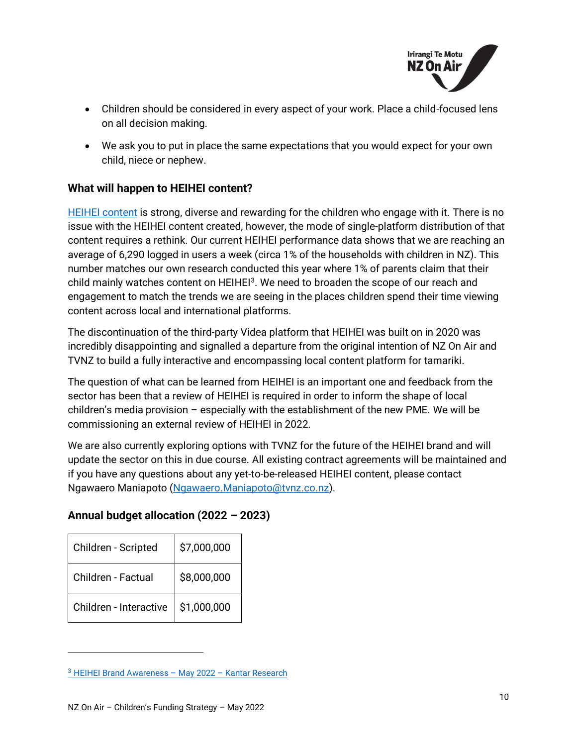- Children should be considered in every aspect of your work. Place a child-focused lens on all decision making.
- We ask you to put in place the same expectations that you would expect for your own child, niece or nephew.

### What will happen to HEIHEI content?

HEIHEI content is strong, diverse and rewarding for the children who engage with it. There is no issue with the HEIHEI content created, however, the mode of single-platform distribution of that content requires a rethink. Our current HEIHEI performance data shows that we are reaching an average of 6,290 logged in users a week (circa 1% of the households with children in NZ). This number matches our own research conducted this year where 1% of parents claim that their child mainly watches content on HEIHEI[3]. We need to broaden the scope of our reach and engagement to match the trends we are seeing in the places children spend their time viewing content across local and international platforms.

The discontinuation of the third-party Videa platform that HEIHEI was built on in 2020 was incredibly disappointing and signalled a departure from the original intention of NZ On Air and TVNZ to build a fully interactive and encompassing local content platform for tamariki.

The question of what can be learned from HEIHEI is an important one and feedback from the sector has been that a review of HEIHEI is required in order to inform the shape of local children's media provision – especially with the establishment of the new PME. We will be commissioning an external review of HEIHEI in 2022.

We are also currently exploring options with TVNZ for the future of the HEIHEI brand and will update the sector on this in due course. All existing contract agreements will be maintained and if you have any questions about any yet-to-be-released HEIHEI content, please contact Ngawaero Maniapoto (Ngawaero.Maniapoto@tvnz.co.nz).

### Annual budget allocation (2022 – 2023)

| | |
|---|---|
| Children - Scripted | $7,000,000 |
| Children - Factual | $8,000,000 |
| Children - Interactive | $1,000,000 |

[3] HEIHEI Brand Awareness – May 2022 – Kantar Research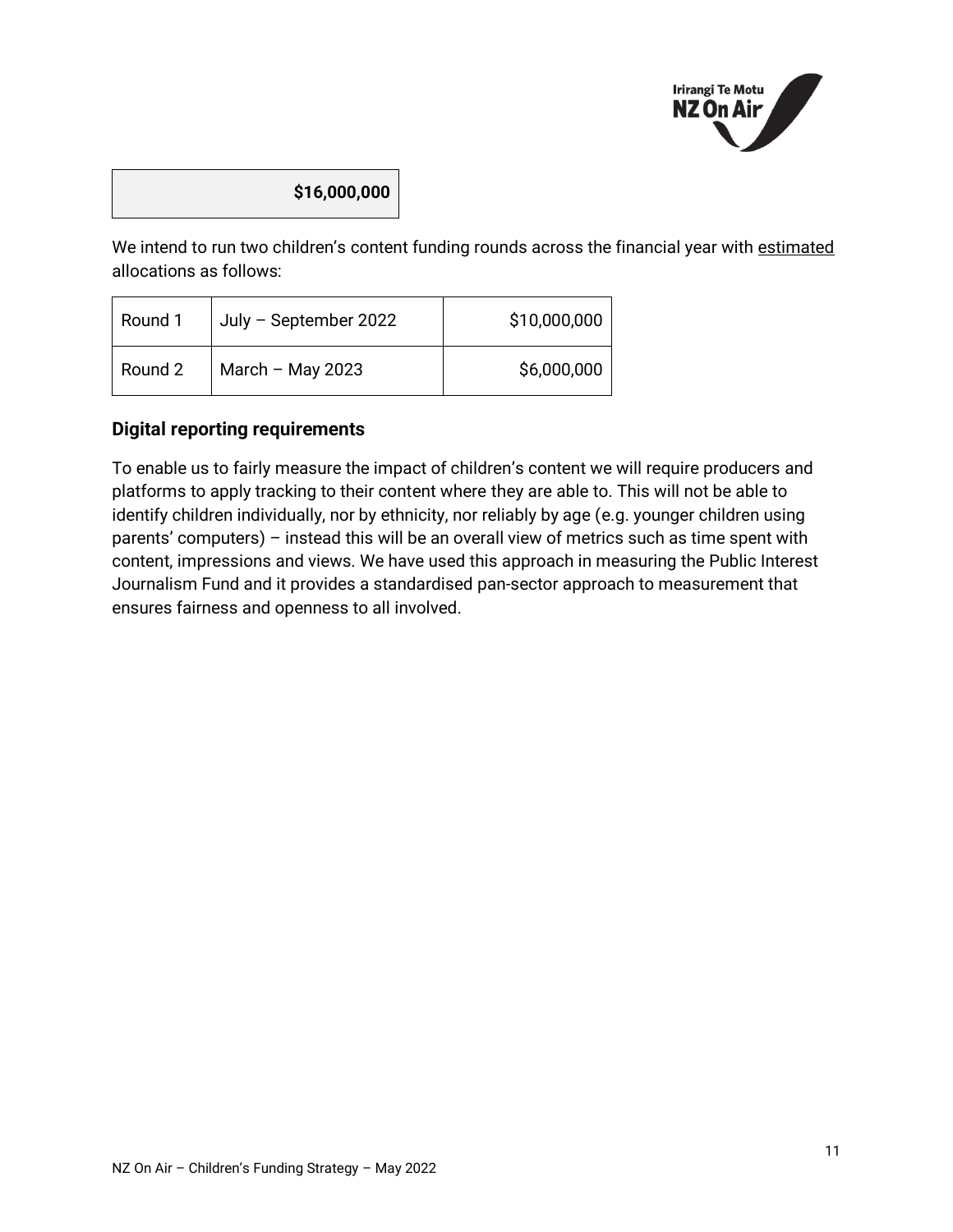| | $16,000,000 |
|---|---|

We intend to run two children's content funding rounds across the financial year with estimated allocations as follows:

| Round 1 | July – September 2022 | $10,000,000 |
|---|---|---|
| Round 2 | March – May 2023 | $6,000,000 |

## Digital reporting requirements

To enable us to fairly measure the impact of children's content we will require producers and platforms to apply tracking to their content where they are able to. This will not be able to identify children individually, nor by ethnicity, nor reliably by age (e.g. younger children using parents' computers) – instead this will be an overall view of metrics such as time spent with content, impressions and views. We have used this approach in measuring the Public Interest Journalism Fund and it provides a standardised pan-sector approach to measurement that ensures fairness and openness to all involved.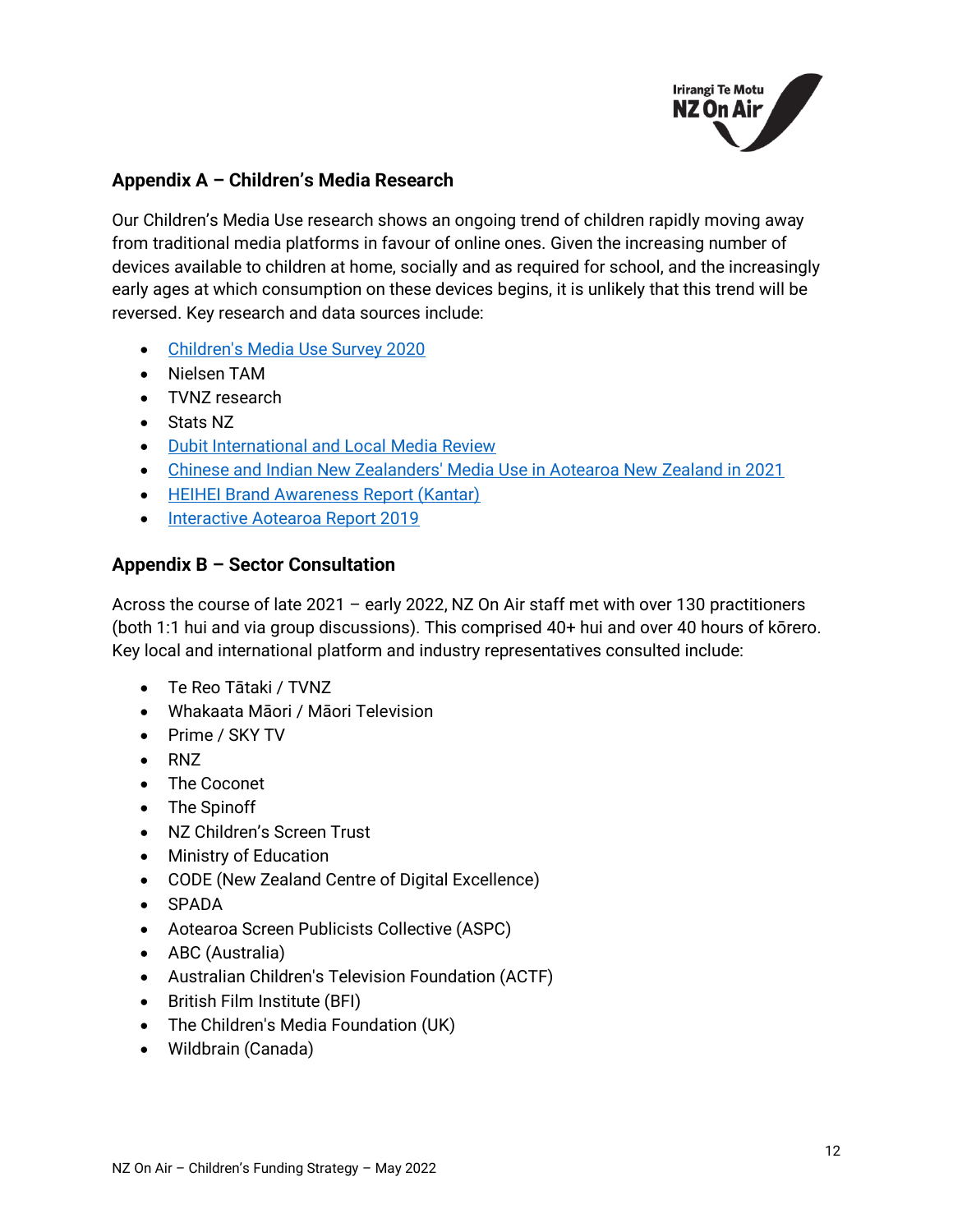## Appendix A – Children's Media Research

Our Children's Media Use research shows an ongoing trend of children rapidly moving away from traditional media platforms in favour of online ones. Given the increasing number of devices available to children at home, socially and as required for school, and the increasingly early ages at which consumption on these devices begins, it is unlikely that this trend will be reversed. Key research and data sources include:

- Children's Media Use Survey 2020
- Nielsen TAM
- TVNZ research
- Stats NZ
- Dubit International and Local Media Review
- Chinese and Indian New Zealanders' Media Use in Aotearoa New Zealand in 2021
- HEIHEI Brand Awareness Report (Kantar)
- Interactive Aotearoa Report 2019

## Appendix B – Sector Consultation

Across the course of late 2021 – early 2022, NZ On Air staff met with over 130 practitioners (both 1:1 hui and via group discussions). This comprised 40+ hui and over 40 hours of kōrero. Key local and international platform and industry representatives consulted include:

- Te Reo Tātaki / TVNZ
- Whakaata Māori / Māori Television
- Prime / SKY TV
- RNZ
- The Coconet
- The Spinoff
- NZ Children's Screen Trust
- Ministry of Education
- CODE (New Zealand Centre of Digital Excellence)
- SPADA
- Aotearoa Screen Publicists Collective (ASPC)
- ABC (Australia)
- Australian Children's Television Foundation (ACTF)
- British Film Institute (BFI)
- The Children's Media Foundation (UK)
- Wildbrain (Canada)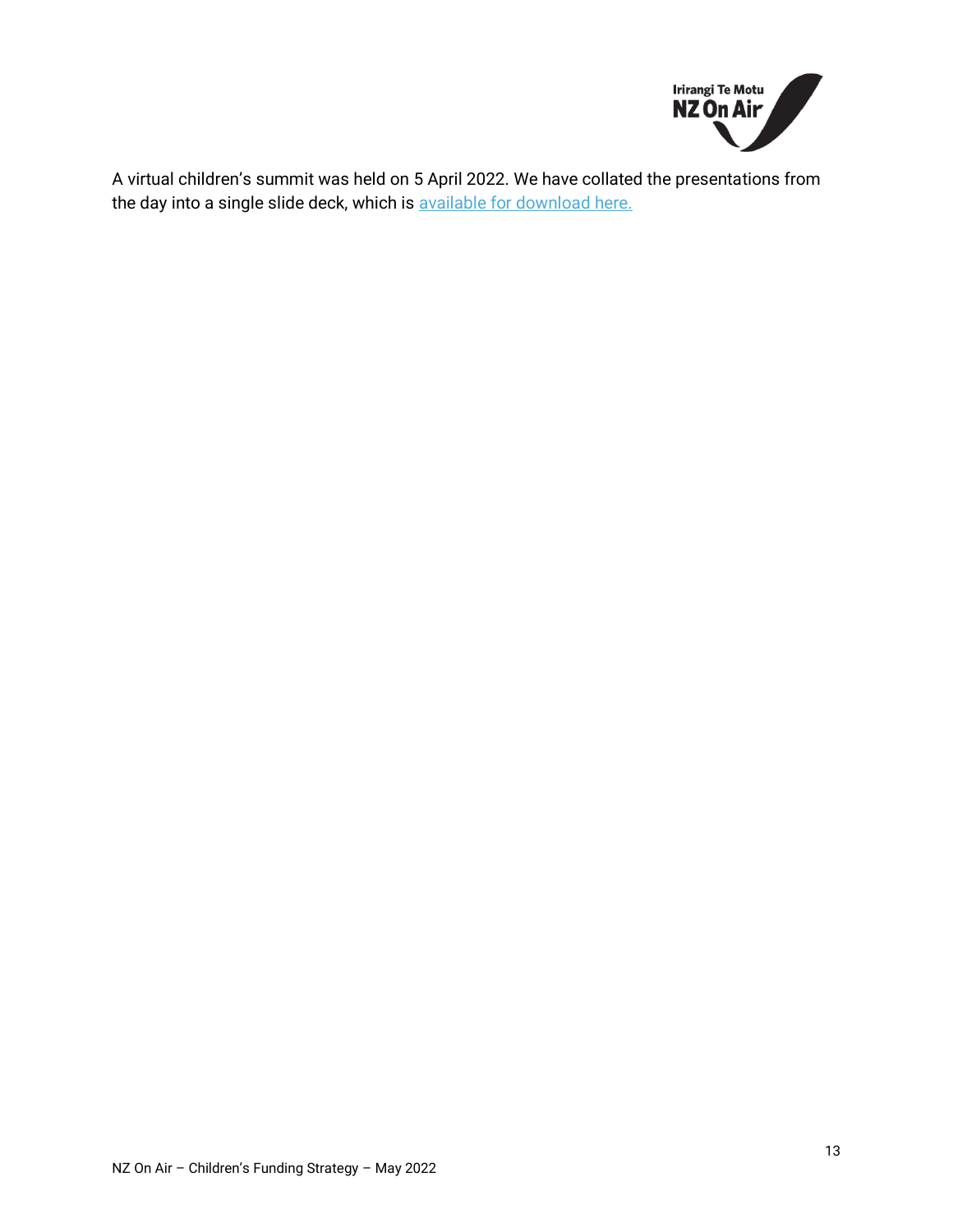A virtual children's summit was held on 5 April 2022. We have collated the presentations from the day into a single slide deck, which is available for download here.